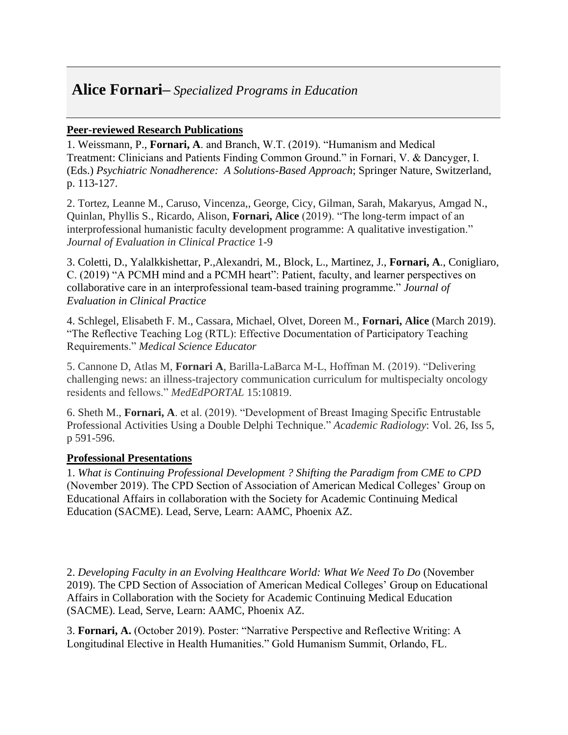# **Alice Fornari**– *Specialized Programs in Education*

**Peer-reviewed Research Publications**

1. Weissmann, P., **Fornari, A**. and Branch, W.T. (2019). "Humanism and Medical Treatment: Clinicians and Patients Finding Common Ground." in Fornari, V. & Dancyger, I. (Eds.) *Psychiatric Nonadherence: A Solutions-Based Approach*; Springer Nature, Switzerland, p. 113-127.

2. Tortez, Leanne M., Caruso, Vincenza,, George, Cicy, Gilman, Sarah, Makaryus, Amgad N., Quinlan, Phyllis S., Ricardo, Alison, **Fornari, Alice** (2019). "The long-term impact of an interprofessional humanistic faculty development programme: A qualitative investigation." *Journal of Evaluation in Clinical Practice* 1-9

3. Coletti, D., Yalalkkishettar, P.,Alexandri, M., Block, L., Martinez, J., **Fornari, A**., Conigliaro, C. (2019) "A PCMH mind and a PCMH heart": Patient, faculty, and learner perspectives on collaborative care in an interprofessional team-based training programme." *Journal of Evaluation in Clinical Practice*

4. Schlegel, Elisabeth F. M., Cassara, Michael, Olvet, Doreen M., **Fornari, Alice** (March 2019). "The Reflective Teaching Log (RTL): Effective Documentation of Participatory Teaching Requirements." *Medical Science Educator*

5. Cannone D, Atlas M, **Fornari A**, Barilla-LaBarca M-L, Hoffman M. (2019). "Delivering challenging news: an illness-trajectory communication curriculum for multispecialty oncology residents and fellows." *MedEdPORTAL* 15:10819.

6. Sheth M., **Fornari, A**. et al. (2019). "Development of Breast Imaging Specific Entrustable Professional Activities Using a Double Delphi Technique." *Academic Radiology*: Vol. 26, Iss 5, p 591-596.

**Professional Presentations**

1. *What is Continuing Professional Development ? Shifting the Paradigm from CME to CPD* (November 2019). The CPD Section of Association of American Medical Colleges' Group on Educational Affairs in collaboration with the Society for Academic Continuing Medical Education (SACME). Lead, Serve, Learn: AAMC, Phoenix AZ.

2. *Developing Faculty in an Evolving Healthcare World: What We Need To Do* (November 2019). The CPD Section of Association of American Medical Colleges' Group on Educational Affairs in Collaboration with the Society for Academic Continuing Medical Education (SACME). Lead, Serve, Learn: AAMC, Phoenix AZ.

3. **Fornari, A.** (October 2019). Poster: "Narrative Perspective and Reflective Writing: A Longitudinal Elective in Health Humanities." Gold Humanism Summit, Orlando, FL.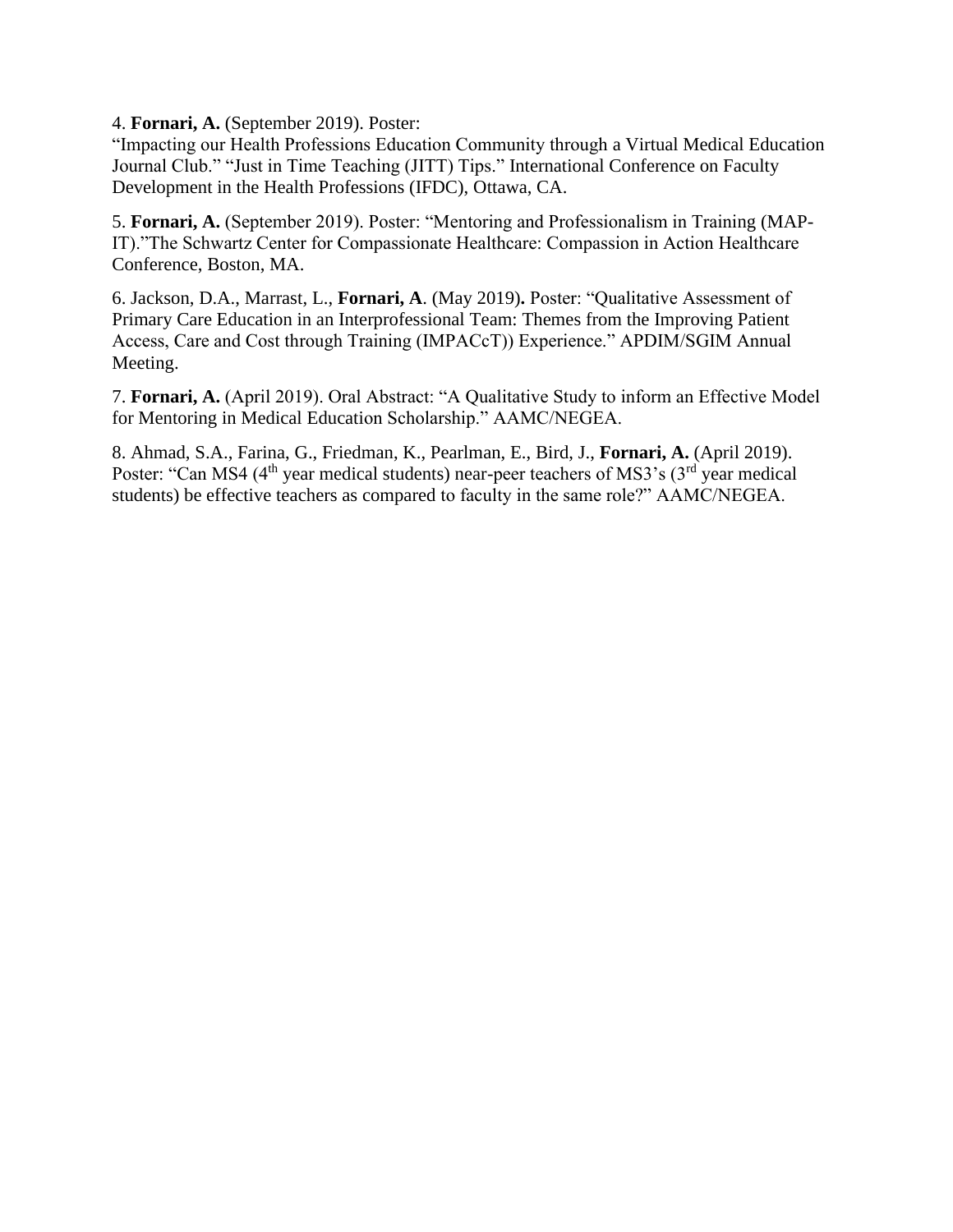4. **Fornari, A.** (September 2019). Poster:
"Impacting our Health Professions Education Community through a Virtual Medical Education Journal Club." "Just in Time Teaching (JITT) Tips." International Conference on Faculty Development in the Health Professions (IFDC), Ottawa, CA.

5. **Fornari, A.** (September 2019). Poster: "Mentoring and Professionalism in Training (MAP-IT)."The Schwartz Center for Compassionate Healthcare: Compassion in Action Healthcare Conference, Boston, MA.

6. Jackson, D.A., Marrast, L., **Fornari, A**. (May 2019**).** Poster: "Qualitative Assessment of Primary Care Education in an Interprofessional Team: Themes from the Improving Patient Access, Care and Cost through Training (IMPACcT)) Experience." APDIM/SGIM Annual Meeting.

7. **Fornari, A.** (April 2019). Oral Abstract: "A Qualitative Study to inform an Effective Model for Mentoring in Medical Education Scholarship." AAMC/NEGEA.

8. Ahmad, S.A., Farina, G., Friedman, K., Pearlman, E., Bird, J., **Fornari, A.** (April 2019). Poster: "Can MS4 (4th year medical students) near-peer teachers of MS3's (3rd year medical students) be effective teachers as compared to faculty in the same role?" AAMC/NEGEA.